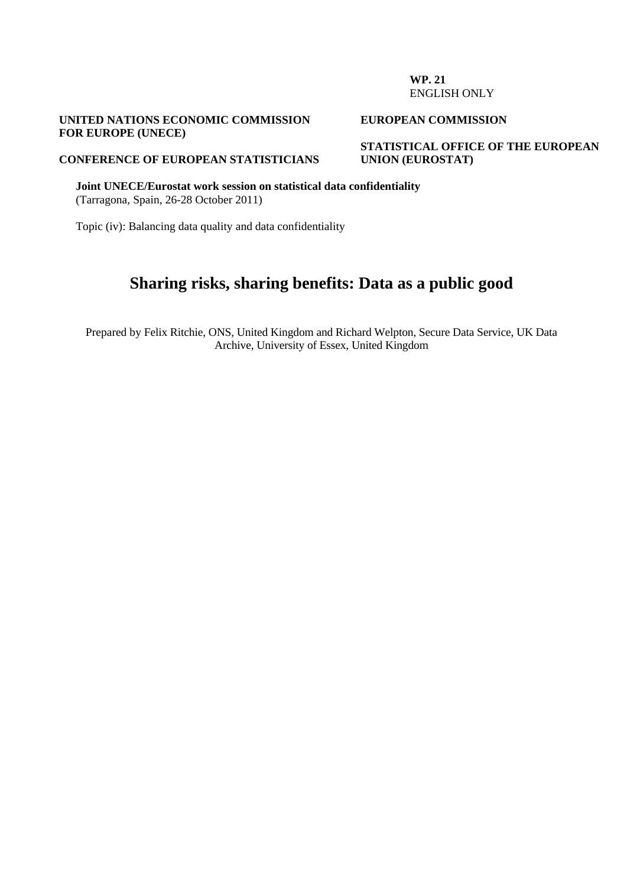**WP. 21**
ENGLISH ONLY

**UNITED NATIONS ECONOMIC COMMISSION FOR EUROPE (UNECE)**

**CONFERENCE OF EUROPEAN STATISTICIANS**

**EUROPEAN COMMISSION**

**STATISTICAL OFFICE OF THE EUROPEAN UNION (EUROSTAT)**

**Joint UNECE/Eurostat work session on statistical data confidentiality**
(Tarragona, Spain, 26-28 October 2011)

Topic (iv): Balancing data quality and data confidentiality

# Sharing risks, sharing benefits: Data as a public good

Prepared by Felix Ritchie, ONS, United Kingdom and Richard Welpton, Secure Data Service, UK Data Archive, University of Essex, United Kingdom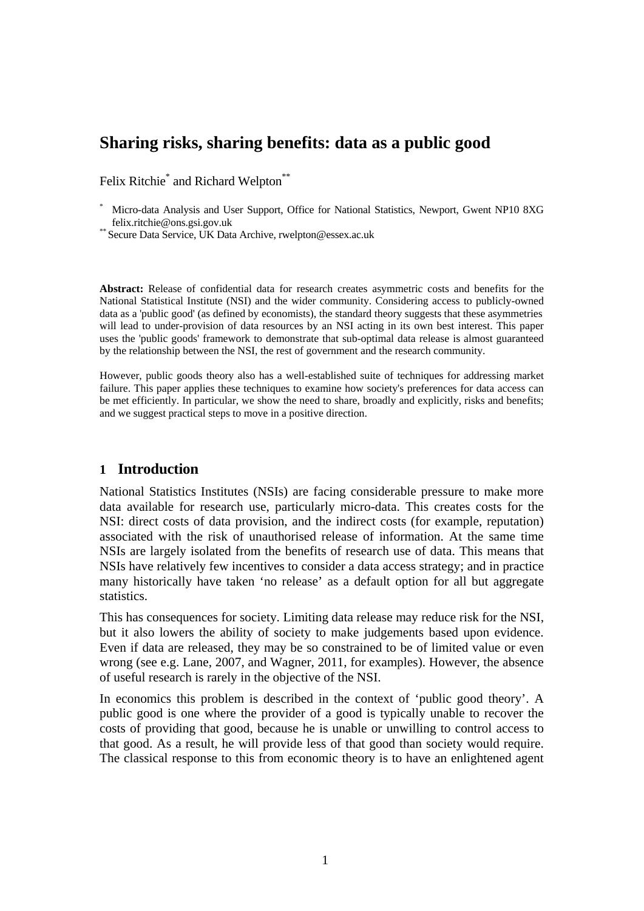# Sharing risks, sharing benefits: data as a public good

Felix Ritchie[*] and Richard Welpton[**]

[*] Micro-data Analysis and User Support, Office for National Statistics, Newport, Gwent NP10 8XG felix.ritchie@ons.gsi.gov.uk

[**] Secure Data Service, UK Data Archive, rwelpton@essex.ac.uk

**Abstract:** Release of confidential data for research creates asymmetric costs and benefits for the National Statistical Institute (NSI) and the wider community. Considering access to publicly-owned data as a 'public good' (as defined by economists), the standard theory suggests that these asymmetries will lead to under-provision of data resources by an NSI acting in its own best interest. This paper uses the 'public goods' framework to demonstrate that sub-optimal data release is almost guaranteed by the relationship between the NSI, the rest of government and the research community.

However, public goods theory also has a well-established suite of techniques for addressing market failure. This paper applies these techniques to examine how society's preferences for data access can be met efficiently. In particular, we show the need to share, broadly and explicitly, risks and benefits; and we suggest practical steps to move in a positive direction.

## 1 Introduction

National Statistics Institutes (NSIs) are facing considerable pressure to make more data available for research use, particularly micro-data. This creates costs for the NSI: direct costs of data provision, and the indirect costs (for example, reputation) associated with the risk of unauthorised release of information. At the same time NSIs are largely isolated from the benefits of research use of data. This means that NSIs have relatively few incentives to consider a data access strategy; and in practice many historically have taken 'no release' as a default option for all but aggregate statistics.

This has consequences for society. Limiting data release may reduce risk for the NSI, but it also lowers the ability of society to make judgements based upon evidence. Even if data are released, they may be so constrained to be of limited value or even wrong (see e.g. Lane, 2007, and Wagner, 2011, for examples). However, the absence of useful research is rarely in the objective of the NSI.

In economics this problem is described in the context of 'public good theory'. A public good is one where the provider of a good is typically unable to recover the costs of providing that good, because he is unable or unwilling to control access to that good. As a result, he will provide less of that good than society would require. The classical response to this from economic theory is to have an enlightened agent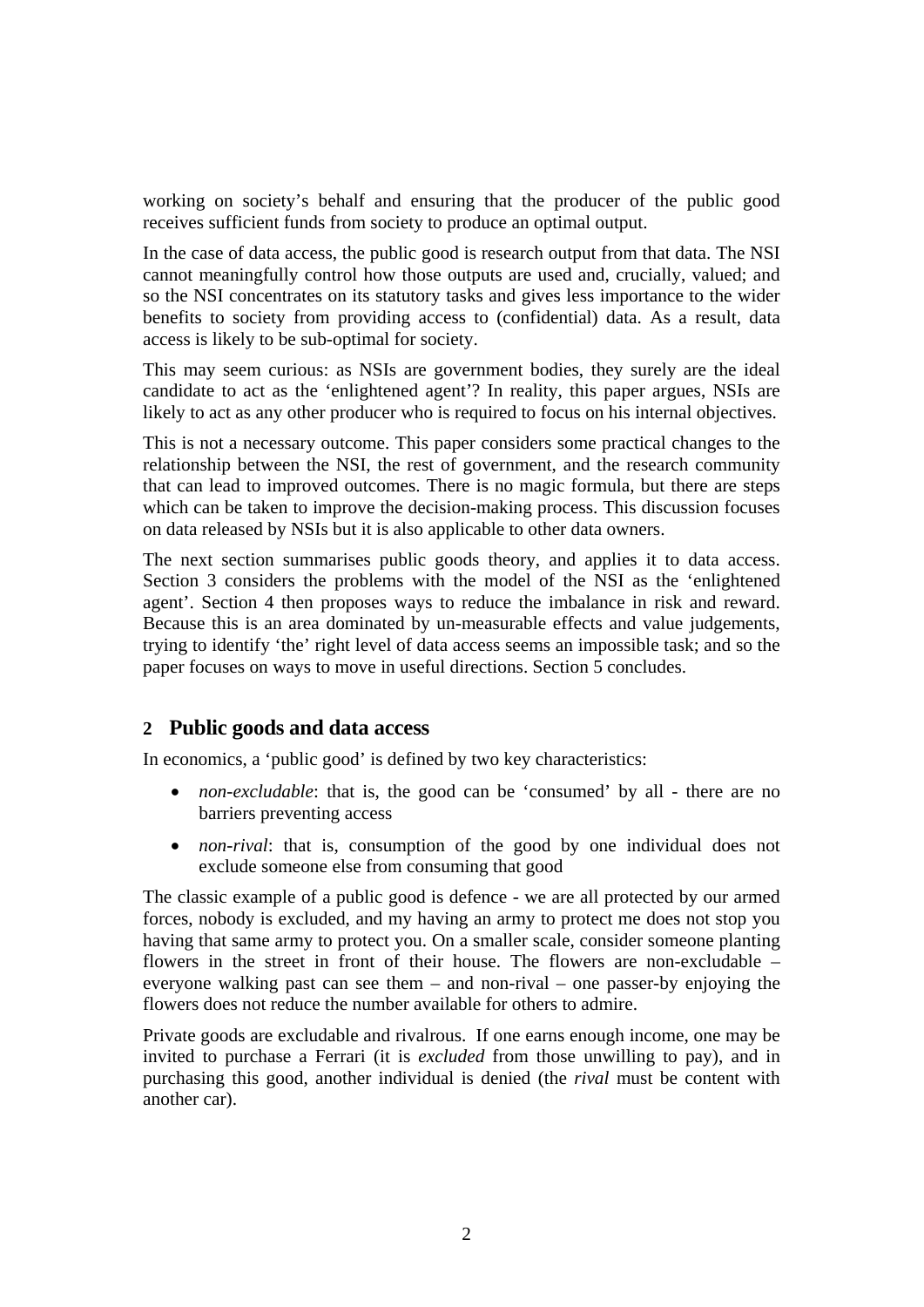working on society's behalf and ensuring that the producer of the public good receives sufficient funds from society to produce an optimal output.

In the case of data access, the public good is research output from that data. The NSI cannot meaningfully control how those outputs are used and, crucially, valued; and so the NSI concentrates on its statutory tasks and gives less importance to the wider benefits to society from providing access to (confidential) data. As a result, data access is likely to be sub-optimal for society.

This may seem curious: as NSIs are government bodies, they surely are the ideal candidate to act as the 'enlightened agent'? In reality, this paper argues, NSIs are likely to act as any other producer who is required to focus on his internal objectives.

This is not a necessary outcome. This paper considers some practical changes to the relationship between the NSI, the rest of government, and the research community that can lead to improved outcomes. There is no magic formula, but there are steps which can be taken to improve the decision-making process. This discussion focuses on data released by NSIs but it is also applicable to other data owners.

The next section summarises public goods theory, and applies it to data access. Section 3 considers the problems with the model of the NSI as the 'enlightened agent'. Section 4 then proposes ways to reduce the imbalance in risk and reward. Because this is an area dominated by un-measurable effects and value judgements, trying to identify 'the' right level of data access seems an impossible task; and so the paper focuses on ways to move in useful directions. Section 5 concludes.

## 2 Public goods and data access

In economics, a 'public good' is defined by two key characteristics:

- *non-excludable*: that is, the good can be 'consumed' by all - there are no barriers preventing access
- *non-rival*: that is, consumption of the good by one individual does not exclude someone else from consuming that good

The classic example of a public good is defence - we are all protected by our armed forces, nobody is excluded, and my having an army to protect me does not stop you having that same army to protect you. On a smaller scale, consider someone planting flowers in the street in front of their house. The flowers are non-excludable – everyone walking past can see them – and non-rival – one passer-by enjoying the flowers does not reduce the number available for others to admire.

Private goods are excludable and rivalrous. If one earns enough income, one may be invited to purchase a Ferrari (it is *excluded* from those unwilling to pay), and in purchasing this good, another individual is denied (the *rival* must be content with another car).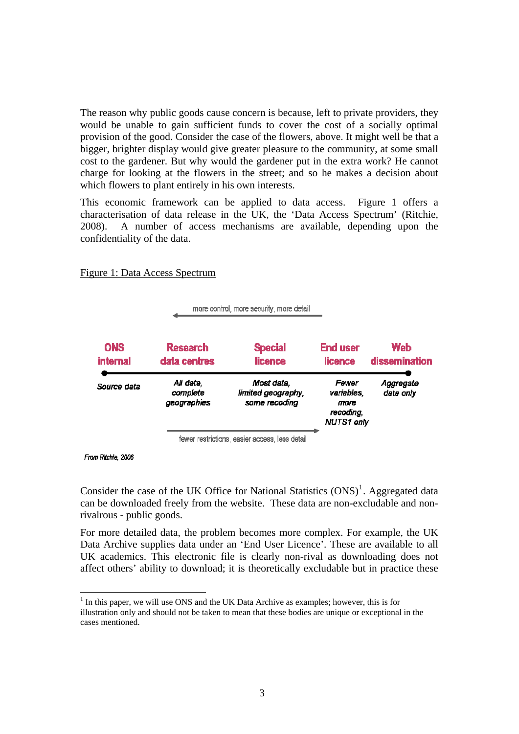The reason why public goods cause concern is because, left to private providers, they would be unable to gain sufficient funds to cover the cost of a socially optimal provision of the good. Consider the case of the flowers, above. It might well be that a bigger, brighter display would give greater pleasure to the community, at some small cost to the gardener. But why would the gardener put in the extra work? He cannot charge for looking at the flowers in the street; and so he makes a decision about which flowers to plant entirely in his own interests.

This economic framework can be applied to data access. Figure 1 offers a characterisation of data release in the UK, the 'Data Access Spectrum' (Ritchie, 2008). A number of access mechanisms are available, depending upon the confidentiality of the data.

Figure 1: Data Access Spectrum

← more control, more security, more detail

| ONS internal | Research data centres | Special licence | End user licence | Web dissemination |
|---|---|---|---|---|
| Source data | All data, complete geographies | Most data, limited geography, some recoding | Fewer variables, more recoding, NUTS1 only | Aggregate data only |

fewer restrictions, easier access, less detail →

*From Ritchie, 2006*

Consider the case of the UK Office for National Statistics (ONS)[1]. Aggregated data can be downloaded freely from the website. These data are non-excludable and non-rivalrous - public goods.

For more detailed data, the problem becomes more complex. For example, the UK Data Archive supplies data under an 'End User Licence'. These are available to all UK academics. This electronic file is clearly non-rival as downloading does not affect others' ability to download; it is theoretically excludable but in practice these

[1] In this paper, we will use ONS and the UK Data Archive as examples; however, this is for illustration only and should not be taken to mean that these bodies are unique or exceptional in the cases mentioned.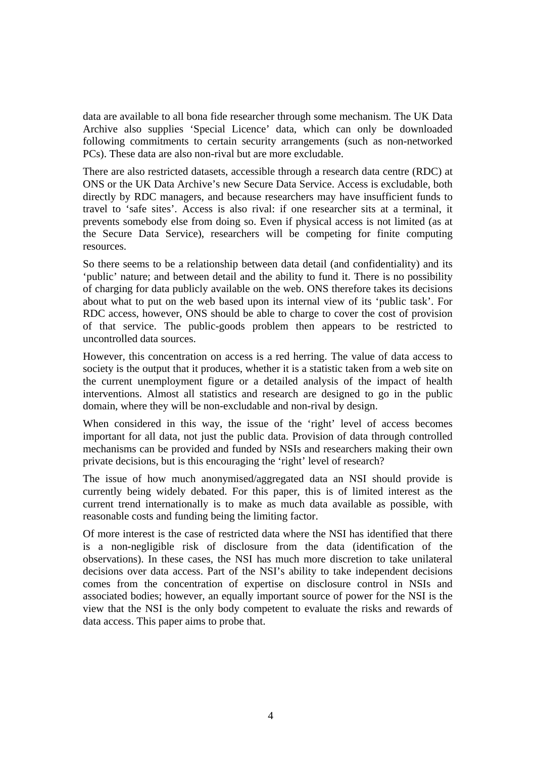data are available to all bona fide researcher through some mechanism. The UK Data Archive also supplies 'Special Licence' data, which can only be downloaded following commitments to certain security arrangements (such as non-networked PCs). These data are also non-rival but are more excludable.

There are also restricted datasets, accessible through a research data centre (RDC) at ONS or the UK Data Archive's new Secure Data Service. Access is excludable, both directly by RDC managers, and because researchers may have insufficient funds to travel to 'safe sites'. Access is also rival: if one researcher sits at a terminal, it prevents somebody else from doing so. Even if physical access is not limited (as at the Secure Data Service), researchers will be competing for finite computing resources.

So there seems to be a relationship between data detail (and confidentiality) and its 'public' nature; and between detail and the ability to fund it. There is no possibility of charging for data publicly available on the web. ONS therefore takes its decisions about what to put on the web based upon its internal view of its 'public task'. For RDC access, however, ONS should be able to charge to cover the cost of provision of that service. The public-goods problem then appears to be restricted to uncontrolled data sources.

However, this concentration on access is a red herring. The value of data access to society is the output that it produces, whether it is a statistic taken from a web site on the current unemployment figure or a detailed analysis of the impact of health interventions. Almost all statistics and research are designed to go in the public domain, where they will be non-excludable and non-rival by design.

When considered in this way, the issue of the 'right' level of access becomes important for all data, not just the public data. Provision of data through controlled mechanisms can be provided and funded by NSIs and researchers making their own private decisions, but is this encouraging the 'right' level of research?

The issue of how much anonymised/aggregated data an NSI should provide is currently being widely debated. For this paper, this is of limited interest as the current trend internationally is to make as much data available as possible, with reasonable costs and funding being the limiting factor.

Of more interest is the case of restricted data where the NSI has identified that there is a non-negligible risk of disclosure from the data (identification of the observations). In these cases, the NSI has much more discretion to take unilateral decisions over data access. Part of the NSI's ability to take independent decisions comes from the concentration of expertise on disclosure control in NSIs and associated bodies; however, an equally important source of power for the NSI is the view that the NSI is the only body competent to evaluate the risks and rewards of data access. This paper aims to probe that.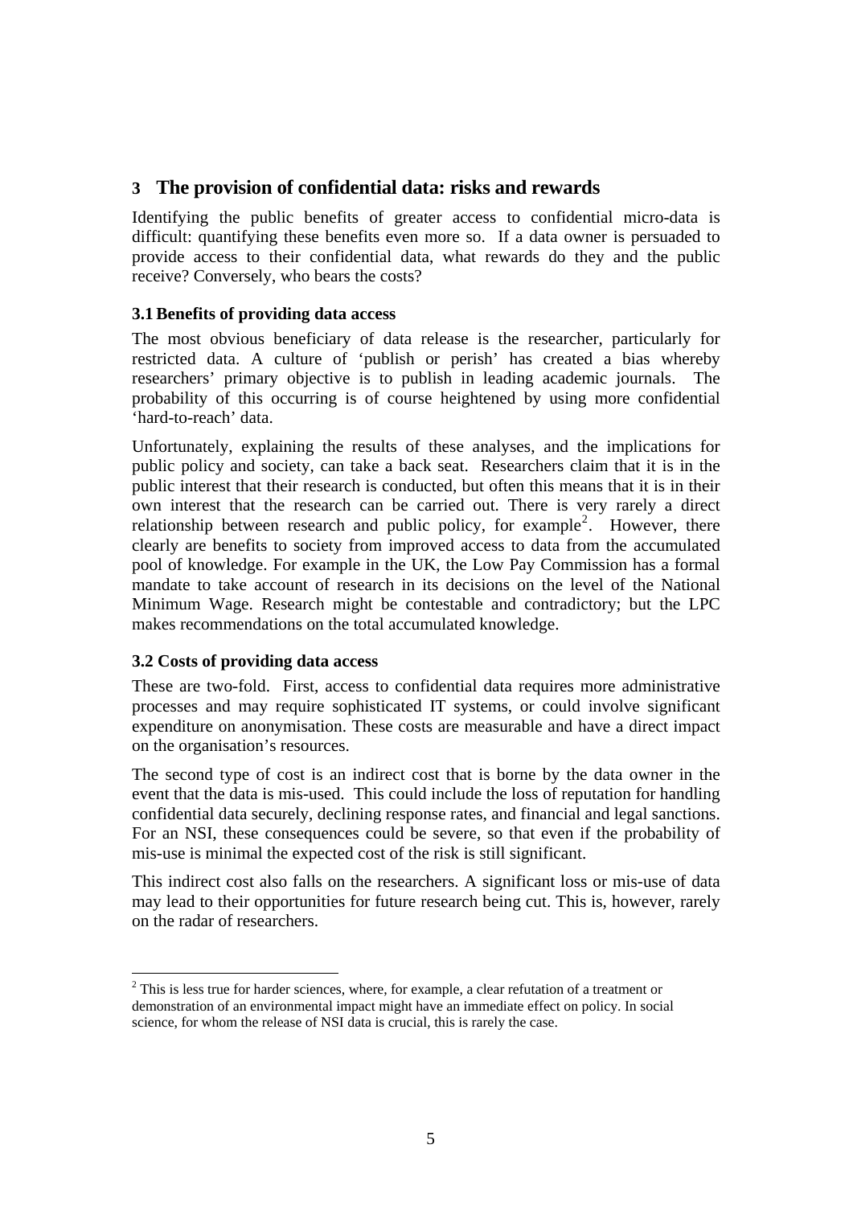## 3 The provision of confidential data: risks and rewards

Identifying the public benefits of greater access to confidential micro-data is difficult: quantifying these benefits even more so. If a data owner is persuaded to provide access to their confidential data, what rewards do they and the public receive? Conversely, who bears the costs?

### 3.1 Benefits of providing data access

The most obvious beneficiary of data release is the researcher, particularly for restricted data. A culture of 'publish or perish' has created a bias whereby researchers' primary objective is to publish in leading academic journals. The probability of this occurring is of course heightened by using more confidential 'hard-to-reach' data.

Unfortunately, explaining the results of these analyses, and the implications for public policy and society, can take a back seat. Researchers claim that it is in the public interest that their research is conducted, but often this means that it is in their own interest that the research can be carried out. There is very rarely a direct relationship between research and public policy, for example[2]. However, there clearly are benefits to society from improved access to data from the accumulated pool of knowledge. For example in the UK, the Low Pay Commission has a formal mandate to take account of research in its decisions on the level of the National Minimum Wage. Research might be contestable and contradictory; but the LPC makes recommendations on the total accumulated knowledge.

### 3.2 Costs of providing data access

These are two-fold. First, access to confidential data requires more administrative processes and may require sophisticated IT systems, or could involve significant expenditure on anonymisation. These costs are measurable and have a direct impact on the organisation's resources.

The second type of cost is an indirect cost that is borne by the data owner in the event that the data is mis-used. This could include the loss of reputation for handling confidential data securely, declining response rates, and financial and legal sanctions. For an NSI, these consequences could be severe, so that even if the probability of mis-use is minimal the expected cost of the risk is still significant.

This indirect cost also falls on the researchers. A significant loss or mis-use of data may lead to their opportunities for future research being cut. This is, however, rarely on the radar of researchers.

[2] This is less true for harder sciences, where, for example, a clear refutation of a treatment or demonstration of an environmental impact might have an immediate effect on policy. In social science, for whom the release of NSI data is crucial, this is rarely the case.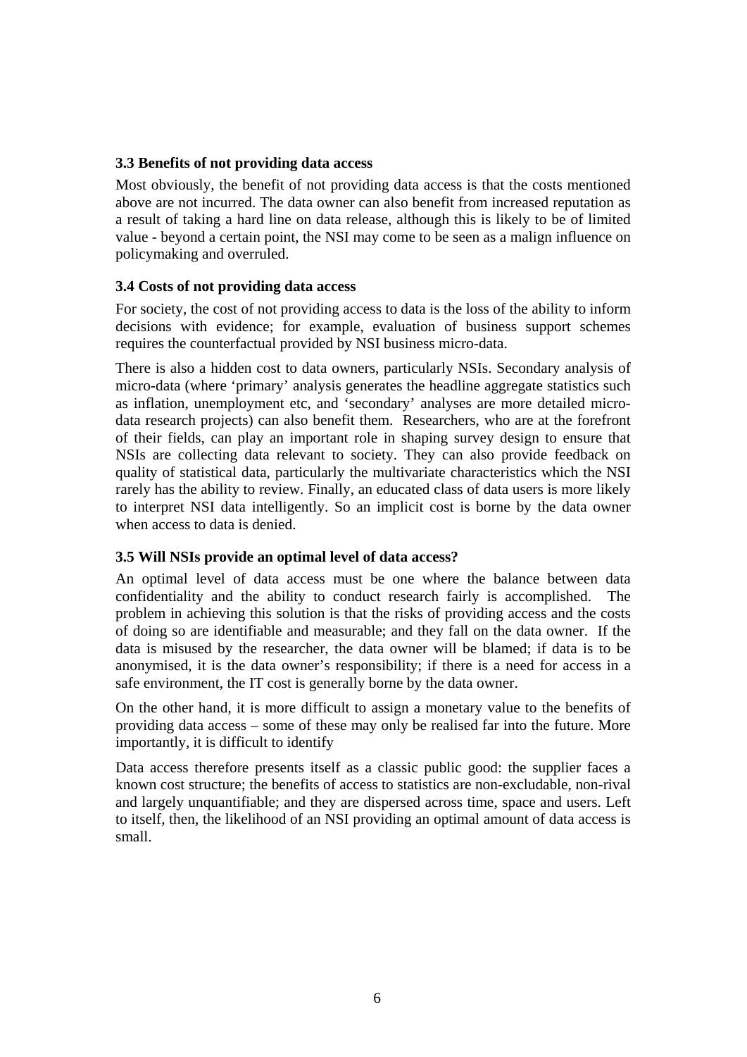### 3.3 Benefits of not providing data access

Most obviously, the benefit of not providing data access is that the costs mentioned above are not incurred. The data owner can also benefit from increased reputation as a result of taking a hard line on data release, although this is likely to be of limited value - beyond a certain point, the NSI may come to be seen as a malign influence on policymaking and overruled.

### 3.4 Costs of not providing data access

For society, the cost of not providing access to data is the loss of the ability to inform decisions with evidence; for example, evaluation of business support schemes requires the counterfactual provided by NSI business micro-data.

There is also a hidden cost to data owners, particularly NSIs. Secondary analysis of micro-data (where 'primary' analysis generates the headline aggregate statistics such as inflation, unemployment etc, and 'secondary' analyses are more detailed micro-data research projects) can also benefit them. Researchers, who are at the forefront of their fields, can play an important role in shaping survey design to ensure that NSIs are collecting data relevant to society. They can also provide feedback on quality of statistical data, particularly the multivariate characteristics which the NSI rarely has the ability to review. Finally, an educated class of data users is more likely to interpret NSI data intelligently. So an implicit cost is borne by the data owner when access to data is denied.

### 3.5 Will NSIs provide an optimal level of data access?

An optimal level of data access must be one where the balance between data confidentiality and the ability to conduct research fairly is accomplished. The problem in achieving this solution is that the risks of providing access and the costs of doing so are identifiable and measurable; and they fall on the data owner. If the data is misused by the researcher, the data owner will be blamed; if data is to be anonymised, it is the data owner's responsibility; if there is a need for access in a safe environment, the IT cost is generally borne by the data owner.

On the other hand, it is more difficult to assign a monetary value to the benefits of providing data access – some of these may only be realised far into the future. More importantly, it is difficult to identify

Data access therefore presents itself as a classic public good: the supplier faces a known cost structure; the benefits of access to statistics are non-excludable, non-rival and largely unquantifiable; and they are dispersed across time, space and users. Left to itself, then, the likelihood of an NSI providing an optimal amount of data access is small.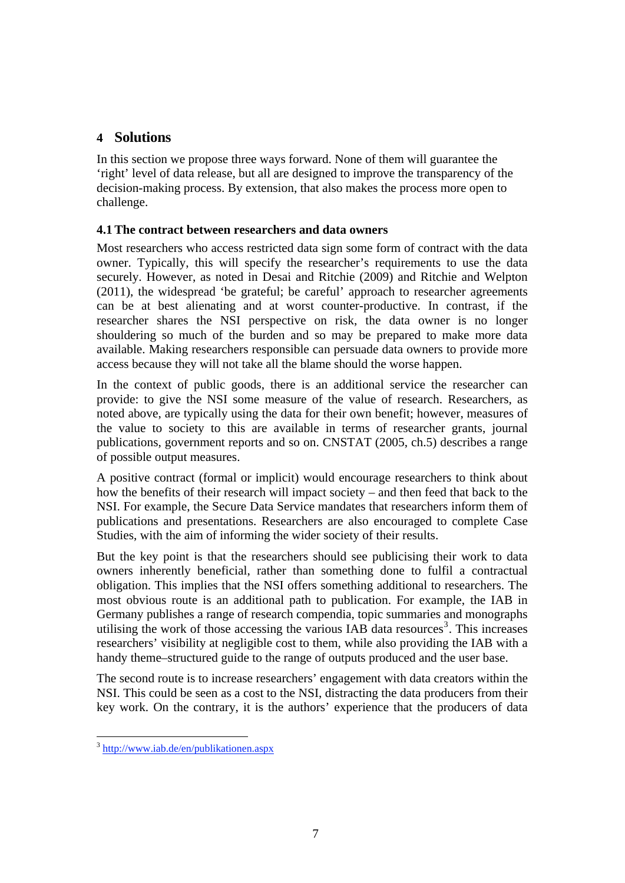## 4 Solutions

In this section we propose three ways forward. None of them will guarantee the 'right' level of data release, but all are designed to improve the transparency of the decision-making process. By extension, that also makes the process more open to challenge.

### 4.1 The contract between researchers and data owners

Most researchers who access restricted data sign some form of contract with the data owner. Typically, this will specify the researcher's requirements to use the data securely. However, as noted in Desai and Ritchie (2009) and Ritchie and Welpton (2011), the widespread 'be grateful; be careful' approach to researcher agreements can be at best alienating and at worst counter-productive. In contrast, if the researcher shares the NSI perspective on risk, the data owner is no longer shouldering so much of the burden and so may be prepared to make more data available. Making researchers responsible can persuade data owners to provide more access because they will not take all the blame should the worse happen.

In the context of public goods, there is an additional service the researcher can provide: to give the NSI some measure of the value of research. Researchers, as noted above, are typically using the data for their own benefit; however, measures of the value to society to this are available in terms of researcher grants, journal publications, government reports and so on. CNSTAT (2005, ch.5) describes a range of possible output measures.

A positive contract (formal or implicit) would encourage researchers to think about how the benefits of their research will impact society – and then feed that back to the NSI. For example, the Secure Data Service mandates that researchers inform them of publications and presentations. Researchers are also encouraged to complete Case Studies, with the aim of informing the wider society of their results.

But the key point is that the researchers should see publicising their work to data owners inherently beneficial, rather than something done to fulfil a contractual obligation. This implies that the NSI offers something additional to researchers. The most obvious route is an additional path to publication. For example, the IAB in Germany publishes a range of research compendia, topic summaries and monographs utilising the work of those accessing the various IAB data resources[3]. This increases researchers' visibility at negligible cost to them, while also providing the IAB with a handy theme–structured guide to the range of outputs produced and the user base.

The second route is to increase researchers' engagement with data creators within the NSI. This could be seen as a cost to the NSI, distracting the data producers from their key work. On the contrary, it is the authors' experience that the producers of data

[3] http://www.iab.de/en/publikationen.aspx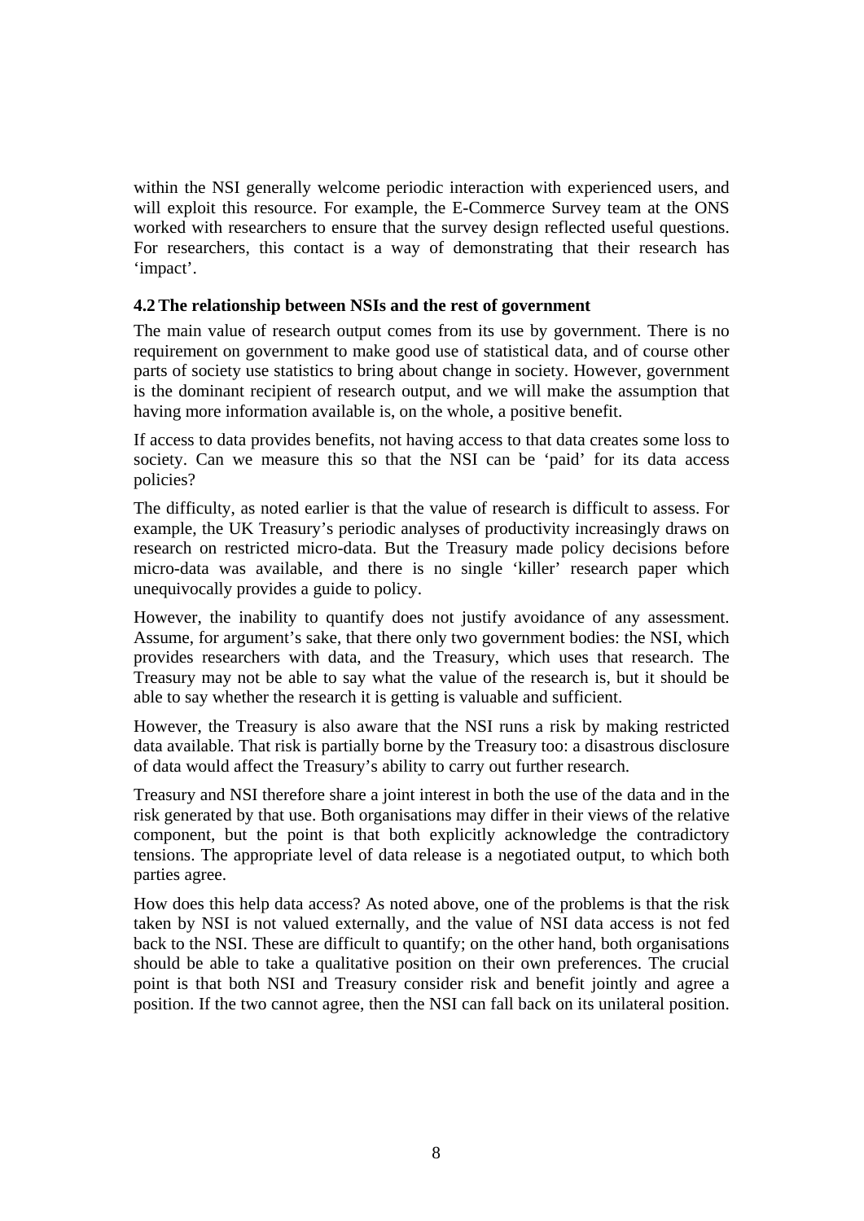within the NSI generally welcome periodic interaction with experienced users, and will exploit this resource. For example, the E-Commerce Survey team at the ONS worked with researchers to ensure that the survey design reflected useful questions. For researchers, this contact is a way of demonstrating that their research has 'impact'.

### 4.2 The relationship between NSIs and the rest of government

The main value of research output comes from its use by government. There is no requirement on government to make good use of statistical data, and of course other parts of society use statistics to bring about change in society. However, government is the dominant recipient of research output, and we will make the assumption that having more information available is, on the whole, a positive benefit.

If access to data provides benefits, not having access to that data creates some loss to society. Can we measure this so that the NSI can be 'paid' for its data access policies?

The difficulty, as noted earlier is that the value of research is difficult to assess. For example, the UK Treasury's periodic analyses of productivity increasingly draws on research on restricted micro-data. But the Treasury made policy decisions before micro-data was available, and there is no single 'killer' research paper which unequivocally provides a guide to policy.

However, the inability to quantify does not justify avoidance of any assessment. Assume, for argument's sake, that there only two government bodies: the NSI, which provides researchers with data, and the Treasury, which uses that research. The Treasury may not be able to say what the value of the research is, but it should be able to say whether the research it is getting is valuable and sufficient.

However, the Treasury is also aware that the NSI runs a risk by making restricted data available. That risk is partially borne by the Treasury too: a disastrous disclosure of data would affect the Treasury's ability to carry out further research.

Treasury and NSI therefore share a joint interest in both the use of the data and in the risk generated by that use. Both organisations may differ in their views of the relative component, but the point is that both explicitly acknowledge the contradictory tensions. The appropriate level of data release is a negotiated output, to which both parties agree.

How does this help data access? As noted above, one of the problems is that the risk taken by NSI is not valued externally, and the value of NSI data access is not fed back to the NSI. These are difficult to quantify; on the other hand, both organisations should be able to take a qualitative position on their own preferences. The crucial point is that both NSI and Treasury consider risk and benefit jointly and agree a position. If the two cannot agree, then the NSI can fall back on its unilateral position.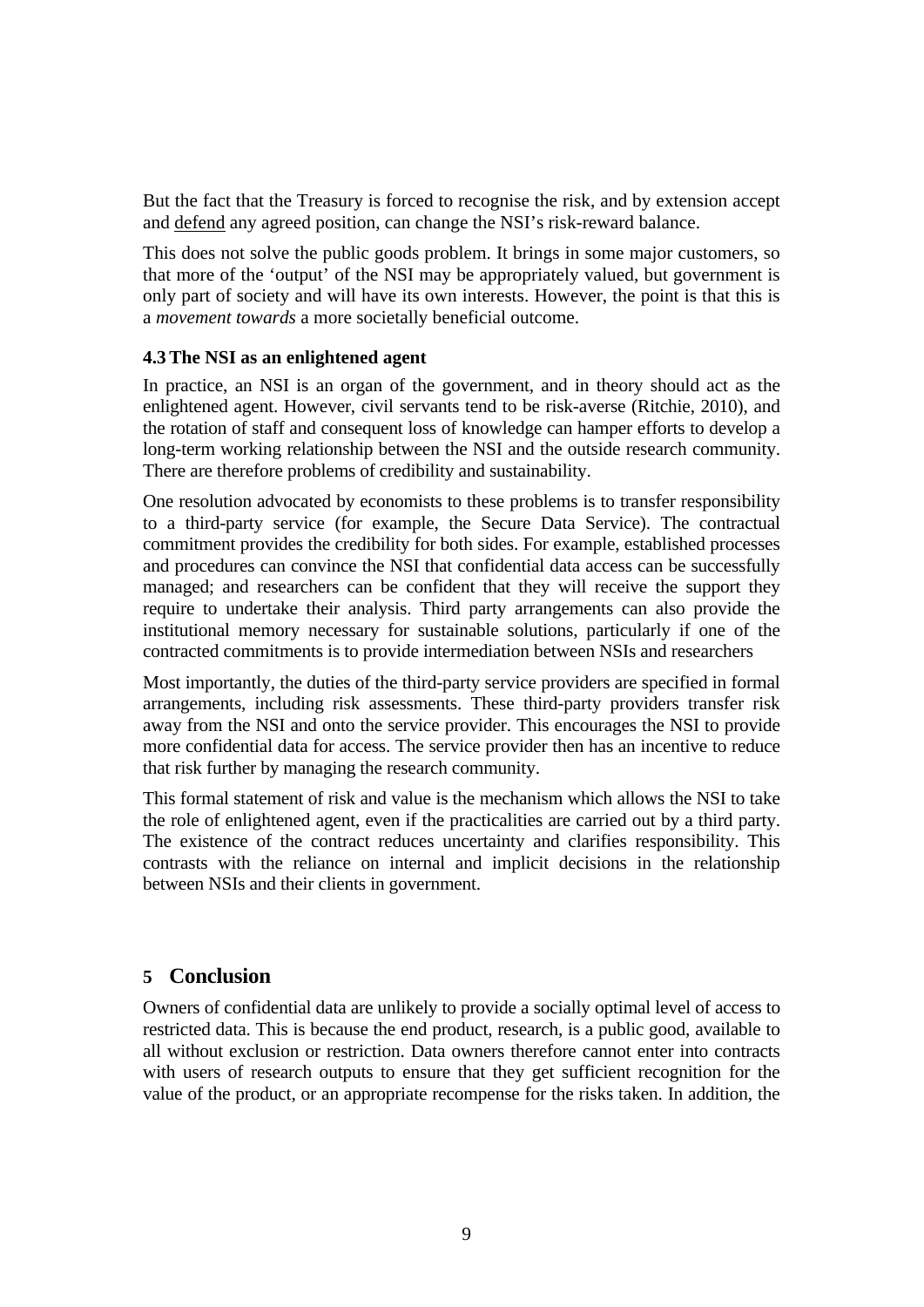But the fact that the Treasury is forced to recognise the risk, and by extension accept and defend any agreed position, can change the NSI's risk-reward balance.

This does not solve the public goods problem. It brings in some major customers, so that more of the 'output' of the NSI may be appropriately valued, but government is only part of society and will have its own interests. However, the point is that this is a *movement towards* a more societally beneficial outcome.

### 4.3 The NSI as an enlightened agent

In practice, an NSI is an organ of the government, and in theory should act as the enlightened agent. However, civil servants tend to be risk-averse (Ritchie, 2010), and the rotation of staff and consequent loss of knowledge can hamper efforts to develop a long-term working relationship between the NSI and the outside research community. There are therefore problems of credibility and sustainability.

One resolution advocated by economists to these problems is to transfer responsibility to a third-party service (for example, the Secure Data Service). The contractual commitment provides the credibility for both sides. For example, established processes and procedures can convince the NSI that confidential data access can be successfully managed; and researchers can be confident that they will receive the support they require to undertake their analysis. Third party arrangements can also provide the institutional memory necessary for sustainable solutions, particularly if one of the contracted commitments is to provide intermediation between NSIs and researchers

Most importantly, the duties of the third-party service providers are specified in formal arrangements, including risk assessments. These third-party providers transfer risk away from the NSI and onto the service provider. This encourages the NSI to provide more confidential data for access. The service provider then has an incentive to reduce that risk further by managing the research community.

This formal statement of risk and value is the mechanism which allows the NSI to take the role of enlightened agent, even if the practicalities are carried out by a third party. The existence of the contract reduces uncertainty and clarifies responsibility. This contrasts with the reliance on internal and implicit decisions in the relationship between NSIs and their clients in government.

## 5 Conclusion

Owners of confidential data are unlikely to provide a socially optimal level of access to restricted data. This is because the end product, research, is a public good, available to all without exclusion or restriction. Data owners therefore cannot enter into contracts with users of research outputs to ensure that they get sufficient recognition for the value of the product, or an appropriate recompense for the risks taken. In addition, the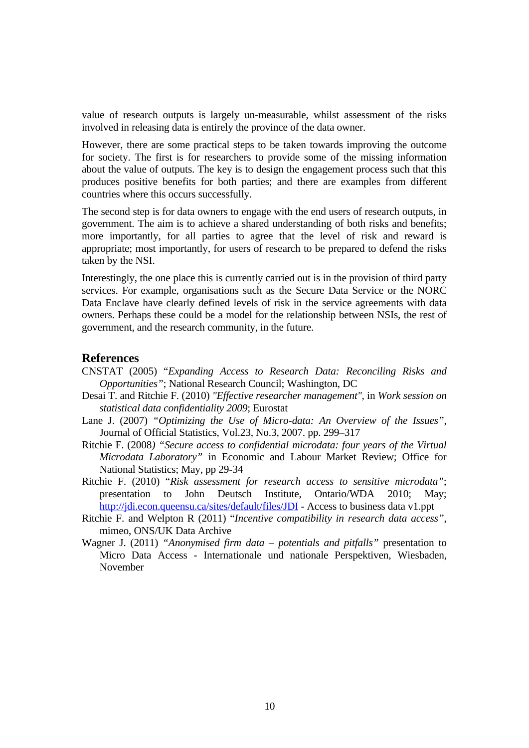value of research outputs is largely un-measurable, whilst assessment of the risks involved in releasing data is entirely the province of the data owner.

However, there are some practical steps to be taken towards improving the outcome for society. The first is for researchers to provide some of the missing information about the value of outputs. The key is to design the engagement process such that this produces positive benefits for both parties; and there are examples from different countries where this occurs successfully.

The second step is for data owners to engage with the end users of research outputs, in government. The aim is to achieve a shared understanding of both risks and benefits; more importantly, for all parties to agree that the level of risk and reward is appropriate; most importantly, for users of research to be prepared to defend the risks taken by the NSI.

Interestingly, the one place this is currently carried out is in the provision of third party services. For example, organisations such as the Secure Data Service or the NORC Data Enclave have clearly defined levels of risk in the service agreements with data owners. Perhaps these could be a model for the relationship between NSIs, the rest of government, and the research community, in the future.

## References

CNSTAT (2005) "*Expanding Access to Research Data: Reconciling Risks and Opportunities*"; National Research Council; Washington, DC

Desai T. and Ritchie F. (2010) *"Effective researcher management"*, in *Work session on statistical data confidentiality 2009*; Eurostat

Lane J. (2007) *"Optimizing the Use of Micro-data: An Overview of the Issues"*, Journal of Official Statistics, Vol.23, No.3, 2007. pp. 299–317

Ritchie F. (2008*) "Secure access to confidential microdata: four years of the Virtual Microdata Laboratory"* in Economic and Labour Market Review; Office for National Statistics; May, pp 29-34

Ritchie F. (2010) "*Risk assessment for research access to sensitive microdata"*; presentation to John Deutsch Institute, Ontario/WDA 2010; May; http://jdi.econ.queensu.ca/sites/default/files/JDI - Access to business data v1.ppt

Ritchie F. and Welpton R (2011) "*Incentive compatibility in research data access"*, mimeo, ONS/UK Data Archive

Wagner J. (2011) *"Anonymised firm data – potentials and pitfalls"* presentation to Micro Data Access - Internationale und nationale Perspektiven, Wiesbaden, November